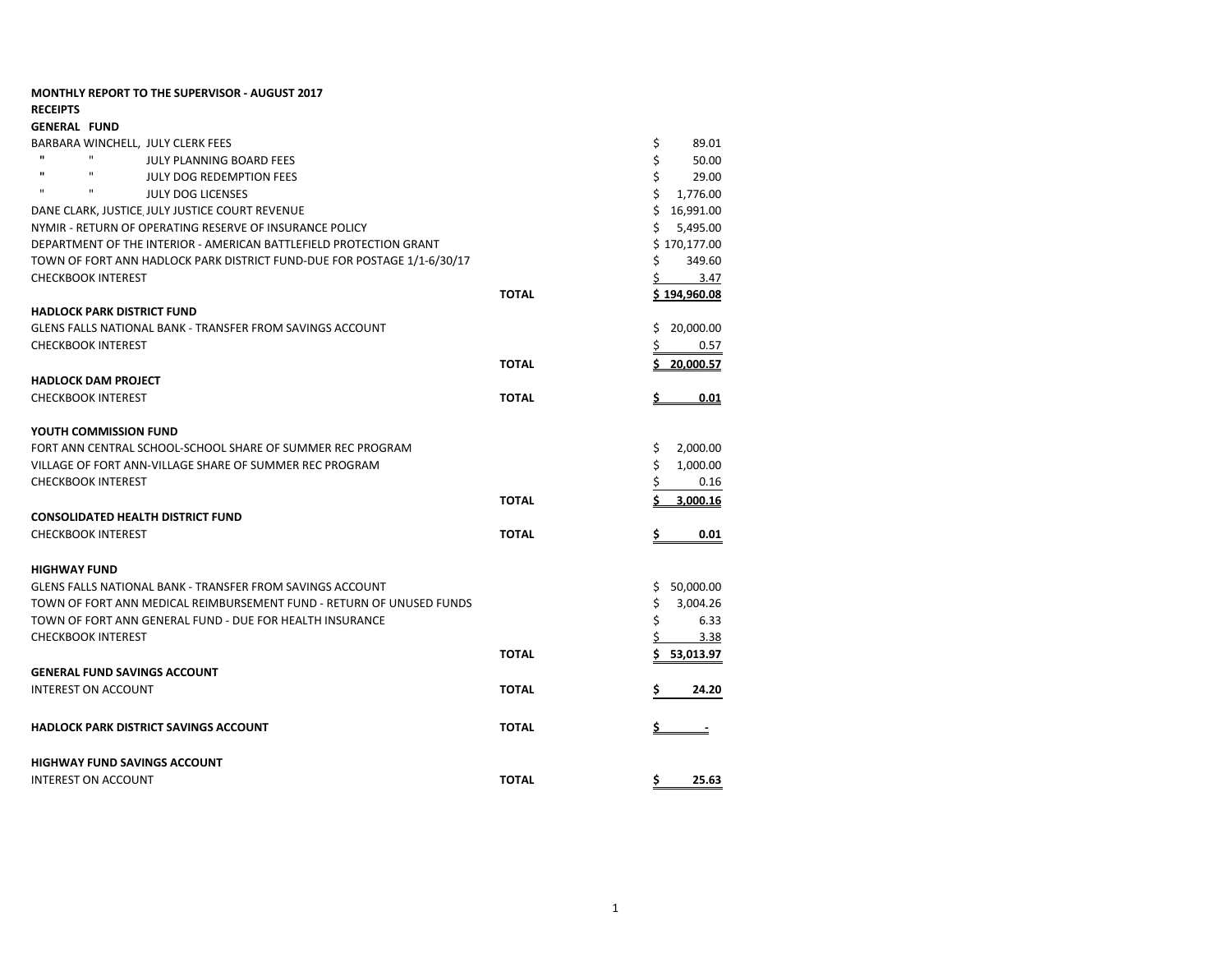**MONTHLY REPORT TO THE SUPERVISOR - AUGUST 2017**

**RECEIPTS**

**GENERAL FUND**

| | | |
|---|---|---|
| BARBARA WINCHELL, JULY CLERK FEES | | $ 89.01 |
| " " JULY PLANNING BOARD FEES | | $ 50.00 |
| " " JULY DOG REDEMPTION FEES | | $ 29.00 |
| " " JULY DOG LICENSES | | $ 1,776.00 |
| DANE CLARK, JUSTICE, JULY JUSTICE COURT REVENUE | | $ 16,991.00 |
| NYMIR - RETURN OF OPERATING RESERVE OF INSURANCE POLICY | | $ 5,495.00 |
| DEPARTMENT OF THE INTERIOR - AMERICAN BATTLEFIELD PROTECTION GRANT | | $ 170,177.00 |
| TOWN OF FORT ANN HADLOCK PARK DISTRICT FUND-DUE FOR POSTAGE 1/1-6/30/17 | | $ 349.60 |
| CHECKBOOK INTEREST | | $ 3.47 |
| | **TOTAL** | $ 194,960.08 |

**HADLOCK PARK DISTRICT FUND**

| | | |
|---|---|---|
| GLENS FALLS NATIONAL BANK - TRANSFER FROM SAVINGS ACCOUNT | | $ 20,000.00 |
| CHECKBOOK INTEREST | | $ 0.57 |
| | **TOTAL** | $ 20,000.57 |

**HADLOCK DAM PROJECT**

| | | |
|---|---|---|
| CHECKBOOK INTEREST | **TOTAL** | **$ 0.01** |

**YOUTH COMMISSION FUND**

| | | |
|---|---|---|
| FORT ANN CENTRAL SCHOOL-SCHOOL SHARE OF SUMMER REC PROGRAM | | $ 2,000.00 |
| VILLAGE OF FORT ANN-VILLAGE SHARE OF SUMMER REC PROGRAM | | $ 1,000.00 |
| CHECKBOOK INTEREST | | $ 0.16 |
| | **TOTAL** | $ 3,000.16 |

**CONSOLIDATED HEALTH DISTRICT FUND**

| | | |
|---|---|---|
| CHECKBOOK INTEREST | **TOTAL** | **$ 0.01** |

**HIGHWAY FUND**

| | | |
|---|---|---|
| GLENS FALLS NATIONAL BANK - TRANSFER FROM SAVINGS ACCOUNT | | $ 50,000.00 |
| TOWN OF FORT ANN MEDICAL REIMBURSEMENT FUND - RETURN OF UNUSED FUNDS | | $ 3,004.26 |
| TOWN OF FORT ANN GENERAL FUND - DUE FOR HEALTH INSURANCE | | $ 6.33 |
| CHECKBOOK INTEREST | | $ 3.38 |
| | **TOTAL** | $ 53,013.97 |

**GENERAL FUND SAVINGS ACCOUNT**

| | | |
|---|---|---|
| INTEREST ON ACCOUNT | **TOTAL** | **$ 24.20** |

| | | |
|---|---|---|
| **HADLOCK PARK DISTRICT SAVINGS ACCOUNT** | **TOTAL** | **$ -** |

**HIGHWAY FUND SAVINGS ACCOUNT**

| | | |
|---|---|---|
| INTEREST ON ACCOUNT | **TOTAL** | **$ 25.63** |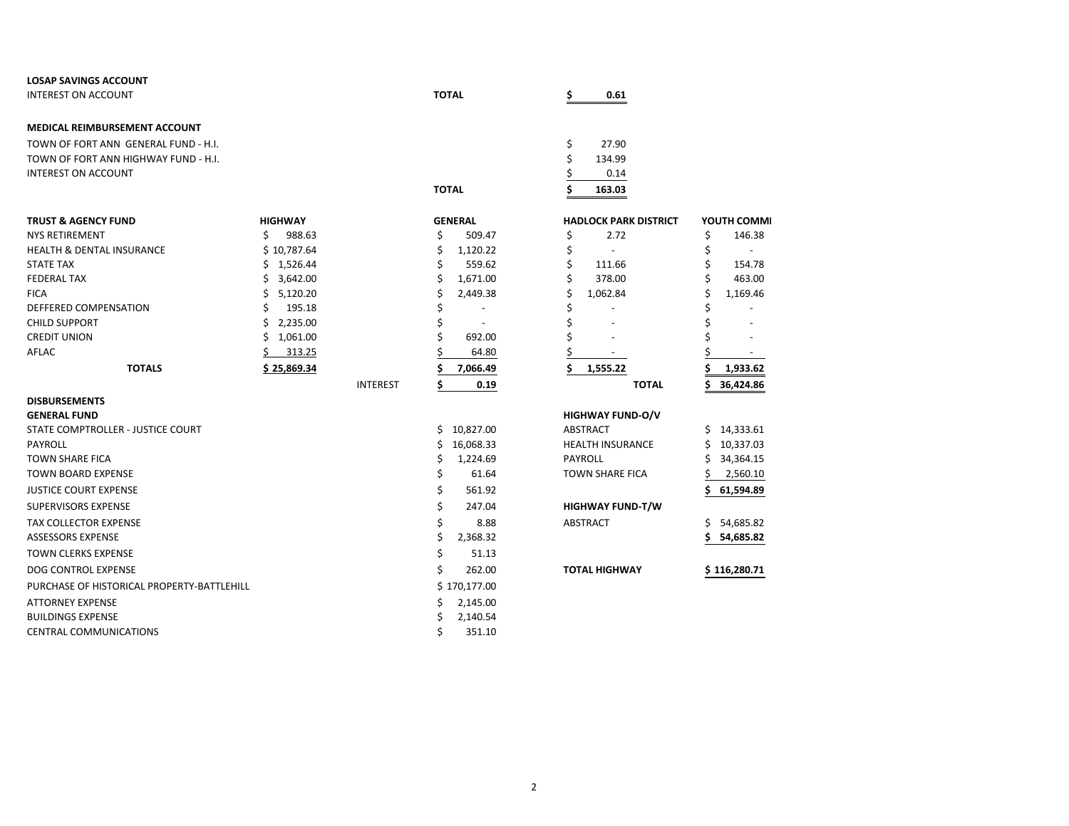**LOSAP SAVINGS ACCOUNT**

| | | |
|---|---|---|
| INTEREST ON ACCOUNT | **TOTAL** | **$ 0.61** |

**MEDICAL REIMBURSEMENT ACCOUNT**

| | | |
|---|---|---|
| TOWN OF FORT ANN GENERAL FUND - H.I. | | $ 27.90 |
| TOWN OF FORT ANN HIGHWAY FUND - H.I. | | $ 134.99 |
| INTEREST ON ACCOUNT | | $ 0.14 |
| | **TOTAL** | **$ 163.03** |

| **TRUST & AGENCY FUND** | **HIGHWAY** | | **GENERAL** | **HADLOCK PARK DISTRICT** | **YOUTH COMMI** |
|---|---|---|---|---|---|
| NYS RETIREMENT | $ 988.63 | | $ 509.47 | $ 2.72 | $ 146.38 |
| HEALTH & DENTAL INSURANCE | $ 10,787.64 | | $ 1,120.22 | $ - | $ - |
| STATE TAX | $ 1,526.44 | | $ 559.62 | $ 111.66 | $ 154.78 |
| FEDERAL TAX | $ 3,642.00 | | $ 1,671.00 | $ 378.00 | $ 463.00 |
| FICA | $ 5,120.20 | | $ 2,449.38 | $ 1,062.84 | $ 1,169.46 |
| DEFFERED COMPENSATION | $ 195.18 | | $ - | $ - | $ - |
| CHILD SUPPORT | $ 2,235.00 | | $ - | $ - | $ - |
| CREDIT UNION | $ 1,061.00 | | $ 692.00 | $ - | $ - |
| AFLAC | $ 313.25 | | $ 64.80 | $ - | $ - |
| **TOTALS** | **$ 25,869.34** | | **$ 7,066.49** | **$ 1,555.22** | **$ 1,933.62** |
| | | INTEREST | **$ 0.19** | **TOTAL** | **$ 36,424.86** |

**DISBURSEMENTS**

| **GENERAL FUND** | | **HIGHWAY FUND-O/V** | |
|---|---|---|---|
| STATE COMPTROLLER - JUSTICE COURT | $ 10,827.00 | ABSTRACT | $ 14,333.61 |
| PAYROLL | $ 16,068.33 | HEALTH INSURANCE | $ 10,337.03 |
| TOWN SHARE FICA | $ 1,224.69 | PAYROLL | $ 34,364.15 |
| TOWN BOARD EXPENSE | $ 61.64 | TOWN SHARE FICA | $ 2,560.10 |
| JUSTICE COURT EXPENSE | $ 561.92 | | **$ 61,594.89** |
| SUPERVISORS EXPENSE | $ 247.04 | **HIGHWAY FUND-T/W** | |
| TAX COLLECTOR EXPENSE | $ 8.88 | ABSTRACT | $ 54,685.82 |
| ASSESSORS EXPENSE | $ 2,368.32 | | **$ 54,685.82** |
| TOWN CLERKS EXPENSE | $ 51.13 | | |
| DOG CONTROL EXPENSE | $ 262.00 | **TOTAL HIGHWAY** | **$ 116,280.71** |
| PURCHASE OF HISTORICAL PROPERTY-BATTLEHILL | $ 170,177.00 | | |
| ATTORNEY EXPENSE | $ 2,145.00 | | |
| BUILDINGS EXPENSE | $ 2,140.54 | | |
| CENTRAL COMMUNICATIONS | $ 351.10 | | |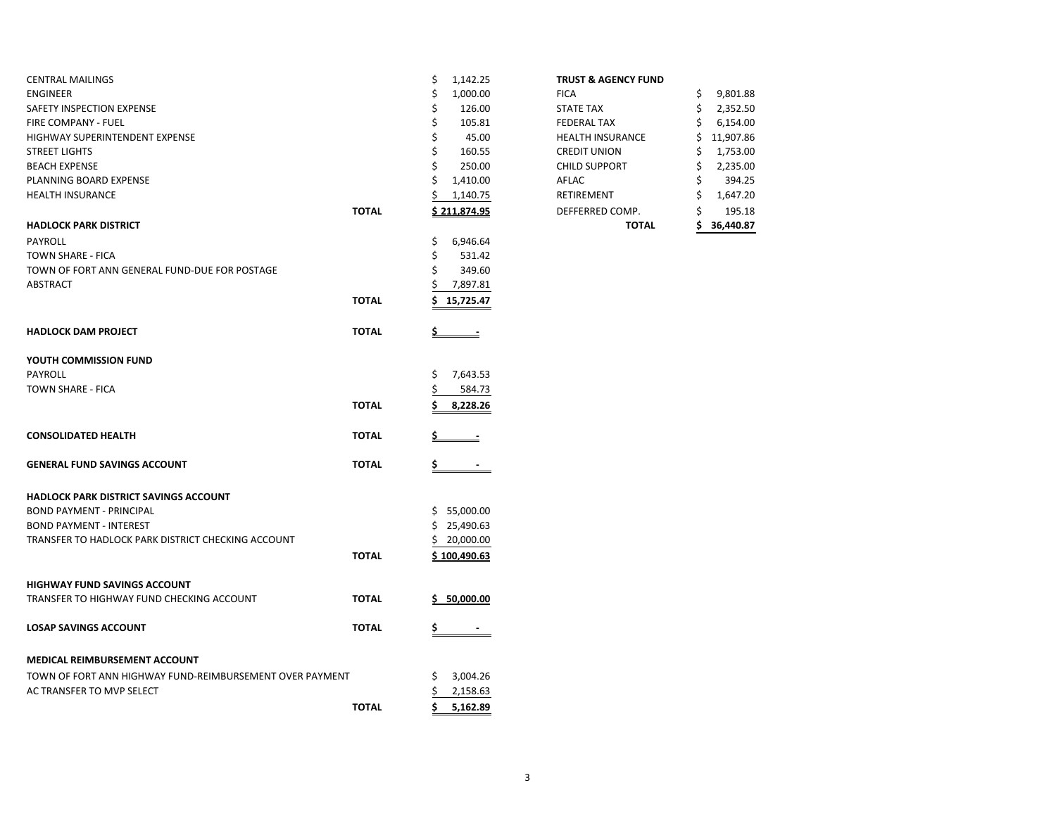| | | |
|---|---|---|
| CENTRAL MAILINGS | | $ 1,142.25 |
| ENGINEER | | $ 1,000.00 |
| SAFETY INSPECTION EXPENSE | | $ 126.00 |
| FIRE COMPANY - FUEL | | $ 105.81 |
| HIGHWAY SUPERINTENDENT EXPENSE | | $ 45.00 |
| STREET LIGHTS | | $ 160.55 |
| BEACH EXPENSE | | $ 250.00 |
| PLANNING BOARD EXPENSE | | $ 1,410.00 |
| HEALTH INSURANCE | | $ 1,140.75 |
| | **TOTAL** | **$ 211,874.95** |
| **HADLOCK PARK DISTRICT** | | |
| PAYROLL | | $ 6,946.64 |
| TOWN SHARE - FICA | | $ 531.42 |
| TOWN OF FORT ANN GENERAL FUND-DUE FOR POSTAGE | | $ 349.60 |
| ABSTRACT | | $ 7,897.81 |
| | **TOTAL** | **$ 15,725.47** |
| **HADLOCK DAM PROJECT** | **TOTAL** | **$ -** |
| **YOUTH COMMISSION FUND** | | |
| PAYROLL | | $ 7,643.53 |
| TOWN SHARE - FICA | | $ 584.73 |
| | **TOTAL** | **$ 8,228.26** |
| **CONSOLIDATED HEALTH** | **TOTAL** | **$ -** |
| **GENERAL FUND SAVINGS ACCOUNT** | **TOTAL** | **$ -** |
| **HADLOCK PARK DISTRICT SAVINGS ACCOUNT** | | |
| BOND PAYMENT - PRINCIPAL | | $ 55,000.00 |
| BOND PAYMENT - INTEREST | | $ 25,490.63 |
| TRANSFER TO HADLOCK PARK DISTRICT CHECKING ACCOUNT | | $ 20,000.00 |
| | **TOTAL** | **$ 100,490.63** |
| **HIGHWAY FUND SAVINGS ACCOUNT** | | |
| TRANSFER TO HIGHWAY FUND CHECKING ACCOUNT | **TOTAL** | **$ 50,000.00** |
| **LOSAP SAVINGS ACCOUNT** | **TOTAL** | **$ -** |
| **MEDICAL REIMBURSEMENT ACCOUNT** | | |
| TOWN OF FORT ANN HIGHWAY FUND-REIMBURSEMENT OVER PAYMENT | | $ 3,004.26 |
| AC TRANSFER TO MVP SELECT | | $ 2,158.63 |
| | **TOTAL** | **$ 5,162.89** |

| **TRUST & AGENCY FUND** | |
|---|---|
| FICA | $ 9,801.88 |
| STATE TAX | $ 2,352.50 |
| FEDERAL TAX | $ 6,154.00 |
| HEALTH INSURANCE | $ 11,907.86 |
| CREDIT UNION | $ 1,753.00 |
| CHILD SUPPORT | $ 2,235.00 |
| AFLAC | $ 394.25 |
| RETIREMENT | $ 1,647.20 |
| DEFFERRED COMP. | $ 195.18 |
| **TOTAL** | **$ 36,440.87** |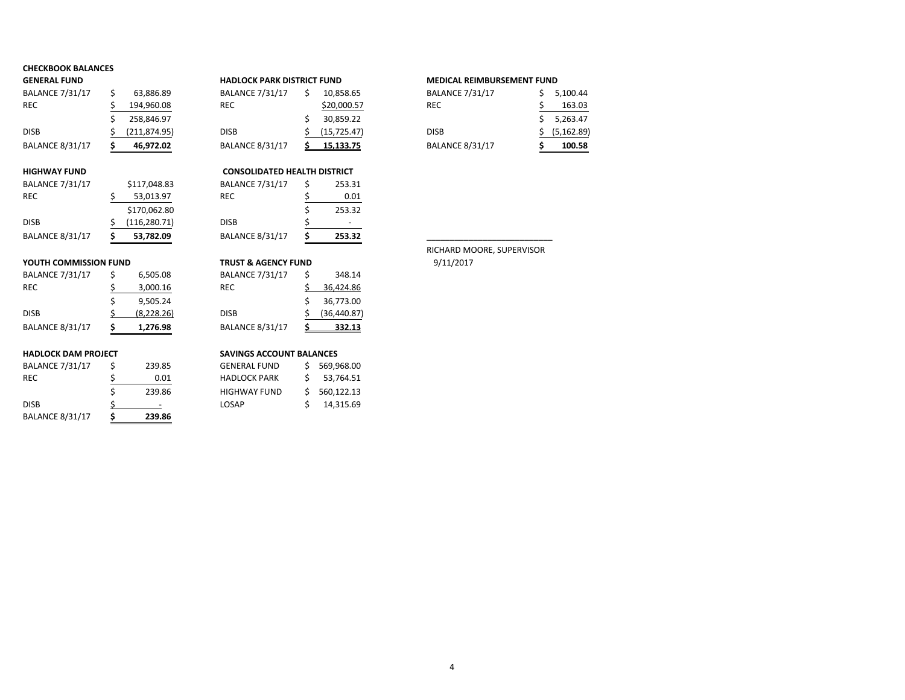**CHECKBOOK BALANCES**

**GENERAL FUND**

| | |
|---|---|
| BALANCE 7/31/17 | $ 63,886.89 |
| REC | $ 194,960.08 |
| | $ 258,846.97 |
| DISB | $ (211,874.95) |
| BALANCE 8/31/17 | **$ 46,972.02** |

**HADLOCK PARK DISTRICT FUND**

| | |
|---|---|
| BALANCE 7/31/17 | $ 10,858.65 |
| REC | $20,000.57 |
| | $ 30,859.22 |
| DISB | $ (15,725.47) |
| BALANCE 8/31/17 | **$ 15,133.75** |

**MEDICAL REIMBURSEMENT FUND**

| | |
|---|---|
| BALANCE 7/31/17 | $ 5,100.44 |
| REC | $ 163.03 |
| | $ 5,263.47 |
| DISB | $ (5,162.89) |
| BALANCE 8/31/17 | **$ 100.58** |

**HIGHWAY FUND**

| | |
|---|---|
| BALANCE 7/31/17 | $117,048.83 |
| REC | $ 53,013.97 |
| | $170,062.80 |
| DISB | $ (116,280.71) |
| BALANCE 8/31/17 | **$ 53,782.09** |

**CONSOLIDATED HEALTH DISTRICT**

| | |
|---|---|
| BALANCE 7/31/17 | $ 253.31 |
| REC | $ 0.01 |
| | $ 253.32 |
| DISB | $ - |
| BALANCE 8/31/17 | **$ 253.32** |

___________________________

RICHARD MOORE, SUPERVISOR
9/11/2017

**YOUTH COMMISSION FUND**

| | |
|---|---|
| BALANCE 7/31/17 | $ 6,505.08 |
| REC | $ 3,000.16 |
| | $ 9,505.24 |
| DISB | $ (8,228.26) |
| BALANCE 8/31/17 | **$ 1,276.98** |

**TRUST & AGENCY FUND**

| | |
|---|---|
| BALANCE 7/31/17 | $ 348.14 |
| REC | $ 36,424.86 |
| | $ 36,773.00 |
| DISB | $ (36,440.87) |
| BALANCE 8/31/17 | **$ 332.13** |

**HADLOCK DAM PROJECT**

| | |
|---|---|
| BALANCE 7/31/17 | $ 239.85 |
| REC | $ 0.01 |
| | $ 239.86 |
| DISB | $ - |
| BALANCE 8/31/17 | **$ 239.86** |

**SAVINGS ACCOUNT BALANCES**

| | |
|---|---|
| GENERAL FUND | $ 569,968.00 |
| HADLOCK PARK | $ 53,764.51 |
| HIGHWAY FUND | $ 560,122.13 |
| LOSAP | $ 14,315.69 |